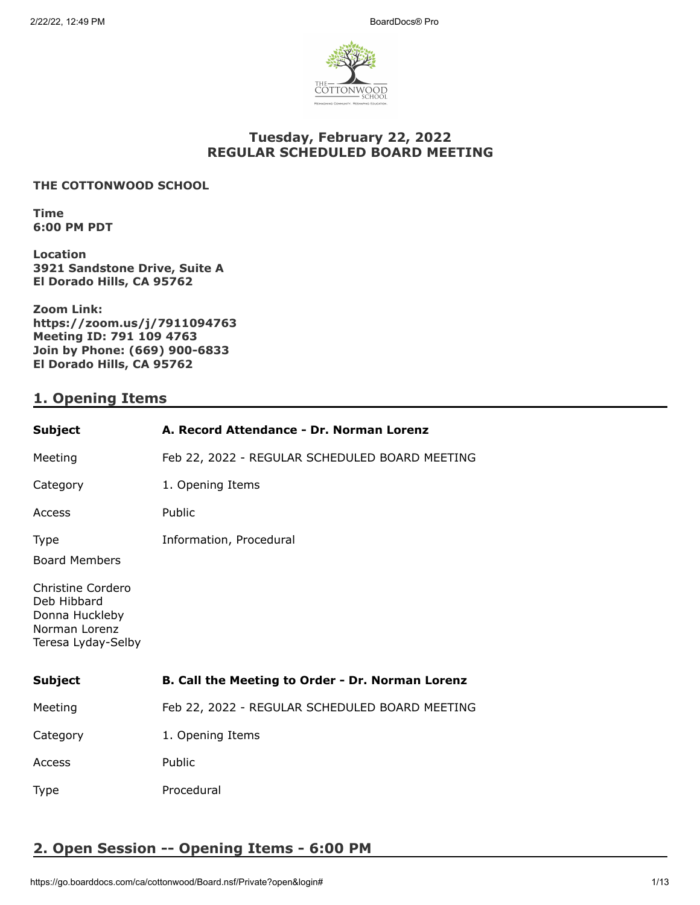## Tuesday, February 22, 2022
## REGULAR SCHEDULED BOARD MEETING

**THE COTTONWOOD SCHOOL**

**Time**
**6:00 PM PDT**

**Location**
**3921 Sandstone Drive, Suite A**
**El Dorado Hills, CA 95762**

**Zoom Link:**
**https://zoom.us/j/7911094763**
**Meeting ID: 791 109 4763**
**Join by Phone: (669) 900-6833**
**El Dorado Hills, CA 95762**

## 1. Opening Items

| | |
|---|---|
| **Subject** | **A. Record Attendance - Dr. Norman Lorenz** |
| Meeting | Feb 22, 2022 - REGULAR SCHEDULED BOARD MEETING |
| Category | 1. Opening Items |
| Access | Public |
| Type | Information, Procedural |

Board Members

Christine Cordero
Deb Hibbard
Donna Huckleby
Norman Lorenz
Teresa Lyday-Selby

| | |
|---|---|
| **Subject** | **B. Call the Meeting to Order - Dr. Norman Lorenz** |
| Meeting | Feb 22, 2022 - REGULAR SCHEDULED BOARD MEETING |
| Category | 1. Opening Items |
| Access | Public |
| Type | Procedural |

## 2. Open Session -- Opening Items - 6:00 PM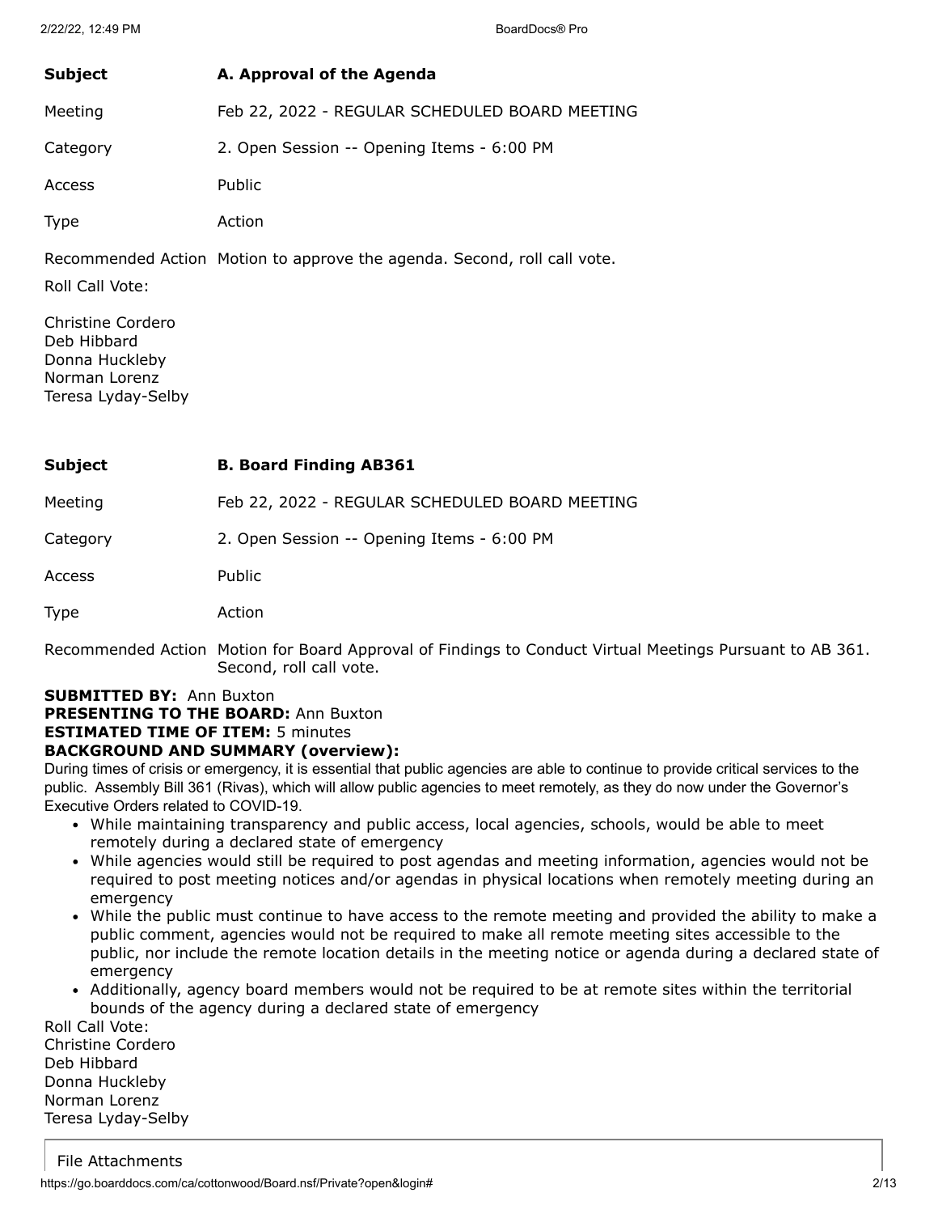| | |
|---|---|
| **Subject** | **A. Approval of the Agenda** |
| Meeting | Feb 22, 2022 - REGULAR SCHEDULED BOARD MEETING |
| Category | 2. Open Session -- Opening Items - 6:00 PM |
| Access | Public |
| Type | Action |
| Recommended Action | Motion to approve the agenda. Second, roll call vote. |

Roll Call Vote:

Christine Cordero
Deb Hibbard
Donna Huckleby
Norman Lorenz
Teresa Lyday-Selby

| | |
|---|---|
| **Subject** | **B. Board Finding AB361** |
| Meeting | Feb 22, 2022 - REGULAR SCHEDULED BOARD MEETING |
| Category | 2. Open Session -- Opening Items - 6:00 PM |
| Access | Public |
| Type | Action |
| Recommended Action | Motion for Board Approval of Findings to Conduct Virtual Meetings Pursuant to AB 361. Second, roll call vote. |

**SUBMITTED BY:** Ann Buxton
**PRESENTING TO THE BOARD:** Ann Buxton
**ESTIMATED TIME OF ITEM:** 5 minutes
**BACKGROUND AND SUMMARY (overview):**

During times of crisis or emergency, it is essential that public agencies are able to continue to provide critical services to the public. Assembly Bill 361 (Rivas), which will allow public agencies to meet remotely, as they do now under the Governor's Executive Orders related to COVID-19.

- While maintaining transparency and public access, local agencies, schools, would be able to meet remotely during a declared state of emergency
- While agencies would still be required to post agendas and meeting information, agencies would not be required to post meeting notices and/or agendas in physical locations when remotely meeting during an emergency
- While the public must continue to have access to the remote meeting and provided the ability to make a public comment, agencies would not be required to make all remote meeting sites accessible to the public, nor include the remote location details in the meeting notice or agenda during a declared state of emergency
- Additionally, agency board members would not be required to be at remote sites within the territorial bounds of the agency during a declared state of emergency

Roll Call Vote:
Christine Cordero
Deb Hibbard
Donna Huckleby
Norman Lorenz
Teresa Lyday-Selby

File Attachments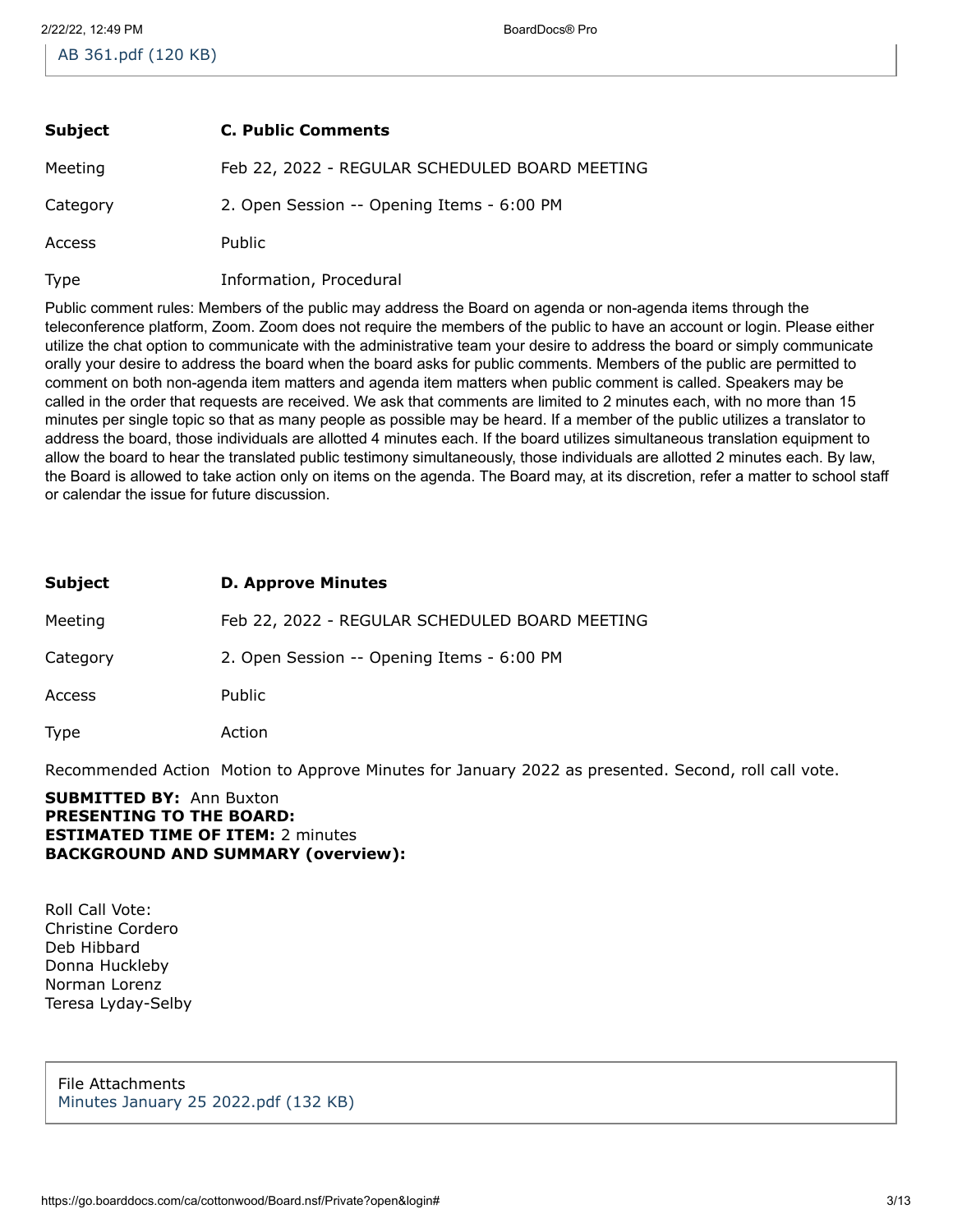AB 361.pdf (120 KB)

| | |
|---|---|
| **Subject** | **C. Public Comments** |
| Meeting | Feb 22, 2022 - REGULAR SCHEDULED BOARD MEETING |
| Category | 2. Open Session -- Opening Items - 6:00 PM |
| Access | Public |
| Type | Information, Procedural |

Public comment rules: Members of the public may address the Board on agenda or non-agenda items through the teleconference platform, Zoom. Zoom does not require the members of the public to have an account or login. Please either utilize the chat option to communicate with the administrative team your desire to address the board or simply communicate orally your desire to address the board when the board asks for public comments. Members of the public are permitted to comment on both non-agenda item matters and agenda item matters when public comment is called. Speakers may be called in the order that requests are received. We ask that comments are limited to 2 minutes each, with no more than 15 minutes per single topic so that as many people as possible may be heard. If a member of the public utilizes a translator to address the board, those individuals are allotted 4 minutes each. If the board utilizes simultaneous translation equipment to allow the board to hear the translated public testimony simultaneously, those individuals are allotted 2 minutes each. By law, the Board is allowed to take action only on items on the agenda. The Board may, at its discretion, refer a matter to school staff or calendar the issue for future discussion.

| | |
|---|---|
| **Subject** | **D. Approve Minutes** |
| Meeting | Feb 22, 2022 - REGULAR SCHEDULED BOARD MEETING |
| Category | 2. Open Session -- Opening Items - 6:00 PM |
| Access | Public |
| Type | Action |

Recommended Action Motion to Approve Minutes for January 2022 as presented. Second, roll call vote.

**SUBMITTED BY:** Ann Buxton
**PRESENTING TO THE BOARD:**
**ESTIMATED TIME OF ITEM:** 2 minutes
**BACKGROUND AND SUMMARY (overview):**

Roll Call Vote:
Christine Cordero
Deb Hibbard
Donna Huckleby
Norman Lorenz
Teresa Lyday-Selby

File Attachments
Minutes January 25 2022.pdf (132 KB)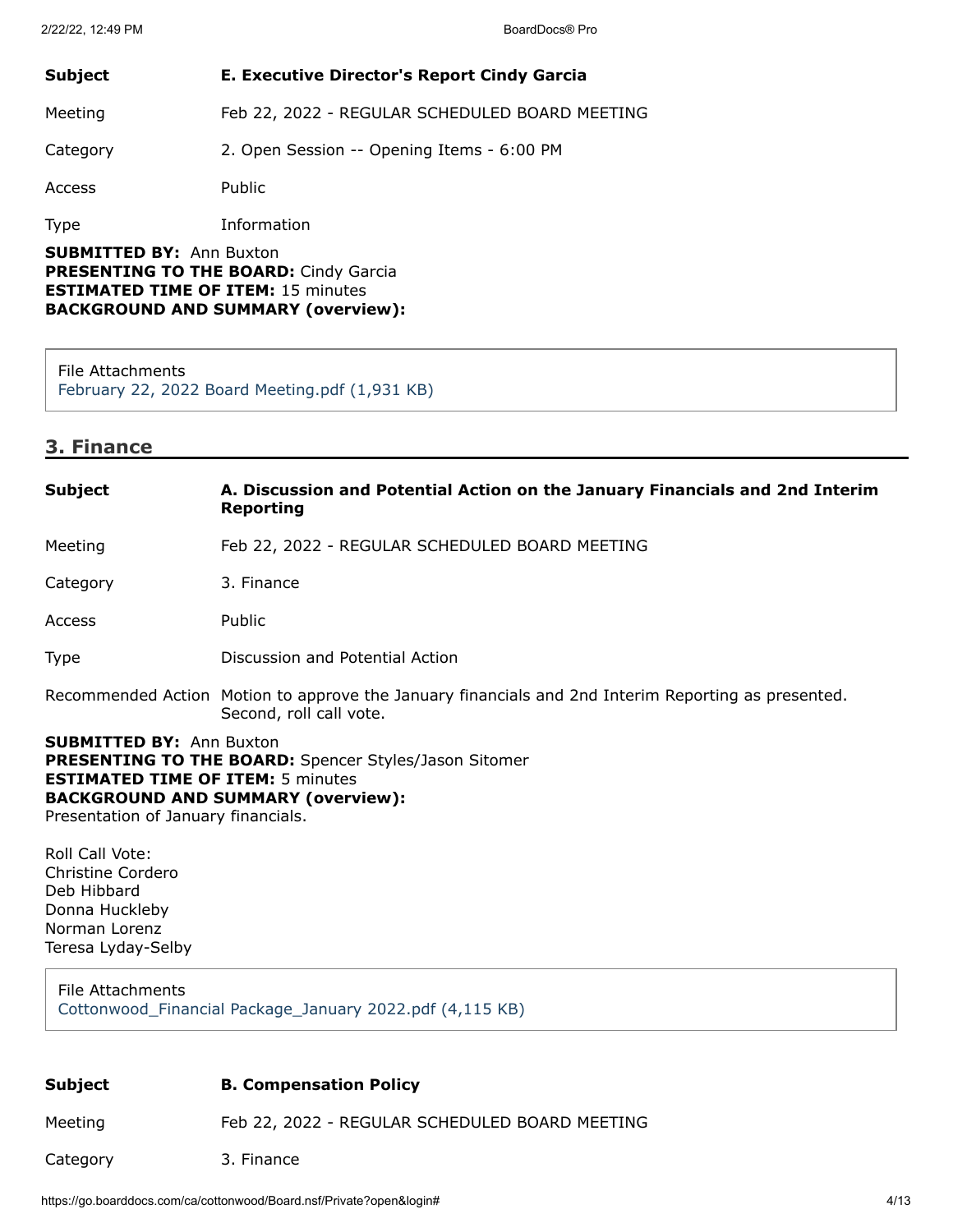| | |
|---|---|
| **Subject** | **E. Executive Director's Report Cindy Garcia** |
| Meeting | Feb 22, 2022 - REGULAR SCHEDULED BOARD MEETING |
| Category | 2. Open Session -- Opening Items - 6:00 PM |
| Access | Public |
| Type | Information |

**SUBMITTED BY:** Ann Buxton
**PRESENTING TO THE BOARD:** Cindy Garcia
**ESTIMATED TIME OF ITEM:** 15 minutes
**BACKGROUND AND SUMMARY (overview):**

File Attachments
February 22, 2022 Board Meeting.pdf (1,931 KB)

## 3. Finance

| | |
|---|---|
| **Subject** | **A. Discussion and Potential Action on the January Financials and 2nd Interim Reporting** |
| Meeting | Feb 22, 2022 - REGULAR SCHEDULED BOARD MEETING |
| Category | 3. Finance |
| Access | Public |
| Type | Discussion and Potential Action |
| Recommended Action | Motion to approve the January financials and 2nd Interim Reporting as presented. Second, roll call vote. |

**SUBMITTED BY:** Ann Buxton
**PRESENTING TO THE BOARD:** Spencer Styles/Jason Sitomer
**ESTIMATED TIME OF ITEM:** 5 minutes
**BACKGROUND AND SUMMARY (overview):**
Presentation of January financials.

Roll Call Vote:
Christine Cordero
Deb Hibbard
Donna Huckleby
Norman Lorenz
Teresa Lyday-Selby

File Attachments
Cottonwood_Financial Package_January 2022.pdf (4,115 KB)

| | |
|---|---|
| **Subject** | **B. Compensation Policy** |
| Meeting | Feb 22, 2022 - REGULAR SCHEDULED BOARD MEETING |
| Category | 3. Finance |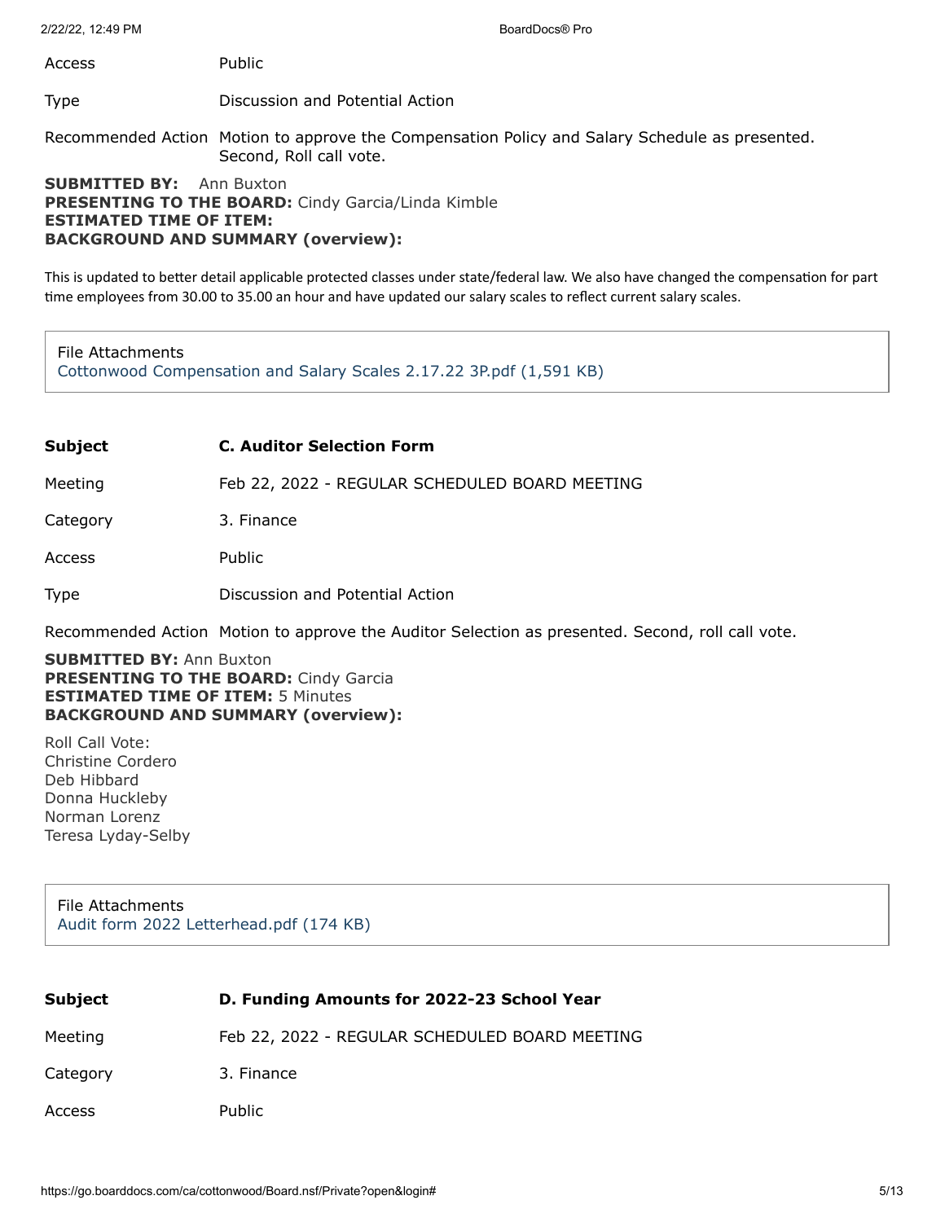| | |
|---|---|
| Access | Public |
| Type | Discussion and Potential Action |
| Recommended Action | Motion to approve the Compensation Policy and Salary Schedule as presented. Second, Roll call vote. |

**SUBMITTED BY:** Ann Buxton
**PRESENTING TO THE BOARD:** Cindy Garcia/Linda Kimble
**ESTIMATED TIME OF ITEM:**
**BACKGROUND AND SUMMARY (overview):**

This is updated to better detail applicable protected classes under state/federal law. We also have changed the compensation for part time employees from 30.00 to 35.00 an hour and have updated our salary scales to reflect current salary scales.

File Attachments
Cottonwood Compensation and Salary Scales 2.17.22 3P.pdf (1,591 KB)

| | |
|---|---|
| **Subject** | **C. Auditor Selection Form** |
| Meeting | Feb 22, 2022 - REGULAR SCHEDULED BOARD MEETING |
| Category | 3. Finance |
| Access | Public |
| Type | Discussion and Potential Action |
| Recommended Action | Motion to approve the Auditor Selection as presented. Second, roll call vote. |

**SUBMITTED BY:** Ann Buxton
**PRESENTING TO THE BOARD:** Cindy Garcia
**ESTIMATED TIME OF ITEM:** 5 Minutes
**BACKGROUND AND SUMMARY (overview):**

Roll Call Vote:
Christine Cordero
Deb Hibbard
Donna Huckleby
Norman Lorenz
Teresa Lyday-Selby

File Attachments
Audit form 2022 Letterhead.pdf (174 KB)

| | |
|---|---|
| **Subject** | **D. Funding Amounts for 2022-23 School Year** |
| Meeting | Feb 22, 2022 - REGULAR SCHEDULED BOARD MEETING |
| Category | 3. Finance |
| Access | Public |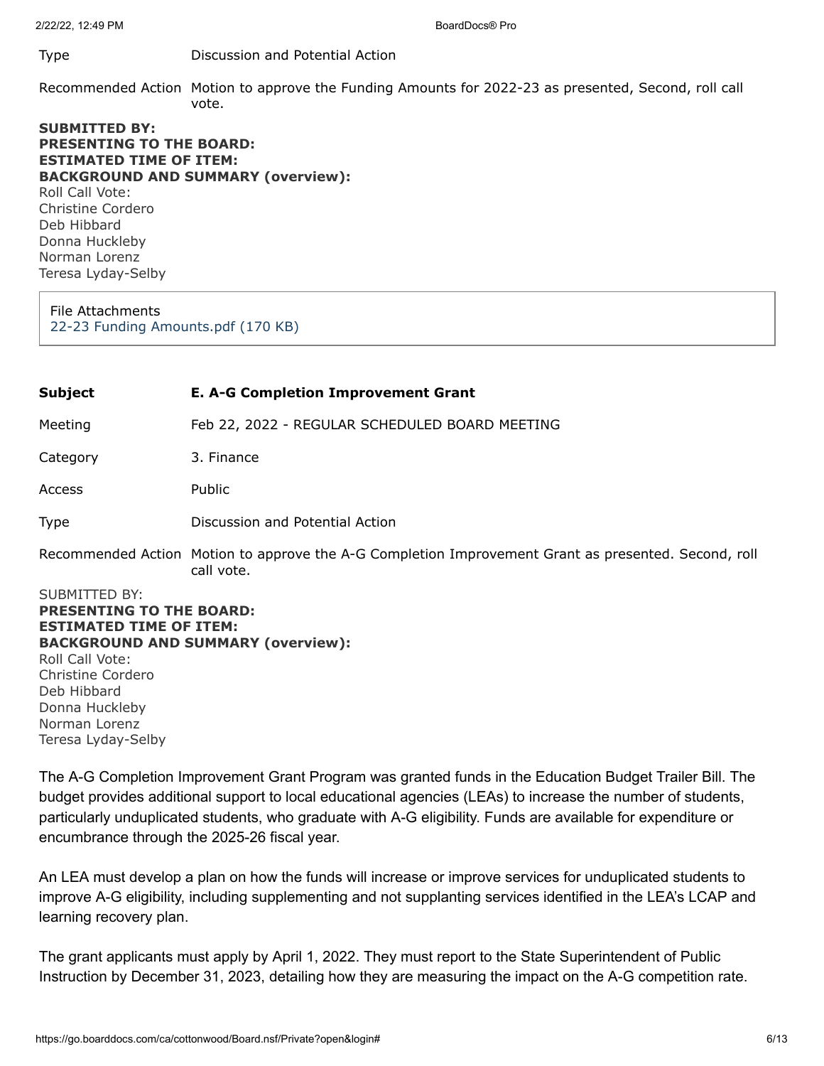| | |
|---|---|
| Type | Discussion and Potential Action |
| Recommended Action | Motion to approve the Funding Amounts for 2022-23 as presented, Second, roll call vote. |

**SUBMITTED BY:**
**PRESENTING TO THE BOARD:**
**ESTIMATED TIME OF ITEM:**
**BACKGROUND AND SUMMARY (overview):**
Roll Call Vote:
Christine Cordero
Deb Hibbard
Donna Huckleby
Norman Lorenz
Teresa Lyday-Selby

File Attachments
22-23 Funding Amounts.pdf (170 KB)

| | |
|---|---|
| **Subject** | **E. A-G Completion Improvement Grant** |
| Meeting | Feb 22, 2022 - REGULAR SCHEDULED BOARD MEETING |
| Category | 3. Finance |
| Access | Public |
| Type | Discussion and Potential Action |
| Recommended Action | Motion to approve the A-G Completion Improvement Grant as presented. Second, roll call vote. |

SUBMITTED BY:
**PRESENTING TO THE BOARD:**
**ESTIMATED TIME OF ITEM:**
**BACKGROUND AND SUMMARY (overview):**
Roll Call Vote:
Christine Cordero
Deb Hibbard
Donna Huckleby
Norman Lorenz
Teresa Lyday-Selby

The A-G Completion Improvement Grant Program was granted funds in the Education Budget Trailer Bill. The budget provides additional support to local educational agencies (LEAs) to increase the number of students, particularly unduplicated students, who graduate with A-G eligibility. Funds are available for expenditure or encumbrance through the 2025-26 fiscal year.

An LEA must develop a plan on how the funds will increase or improve services for unduplicated students to improve A-G eligibility, including supplementing and not supplanting services identified in the LEA's LCAP and learning recovery plan.

The grant applicants must apply by April 1, 2022. They must report to the State Superintendent of Public Instruction by December 31, 2023, detailing how they are measuring the impact on the A-G competition rate.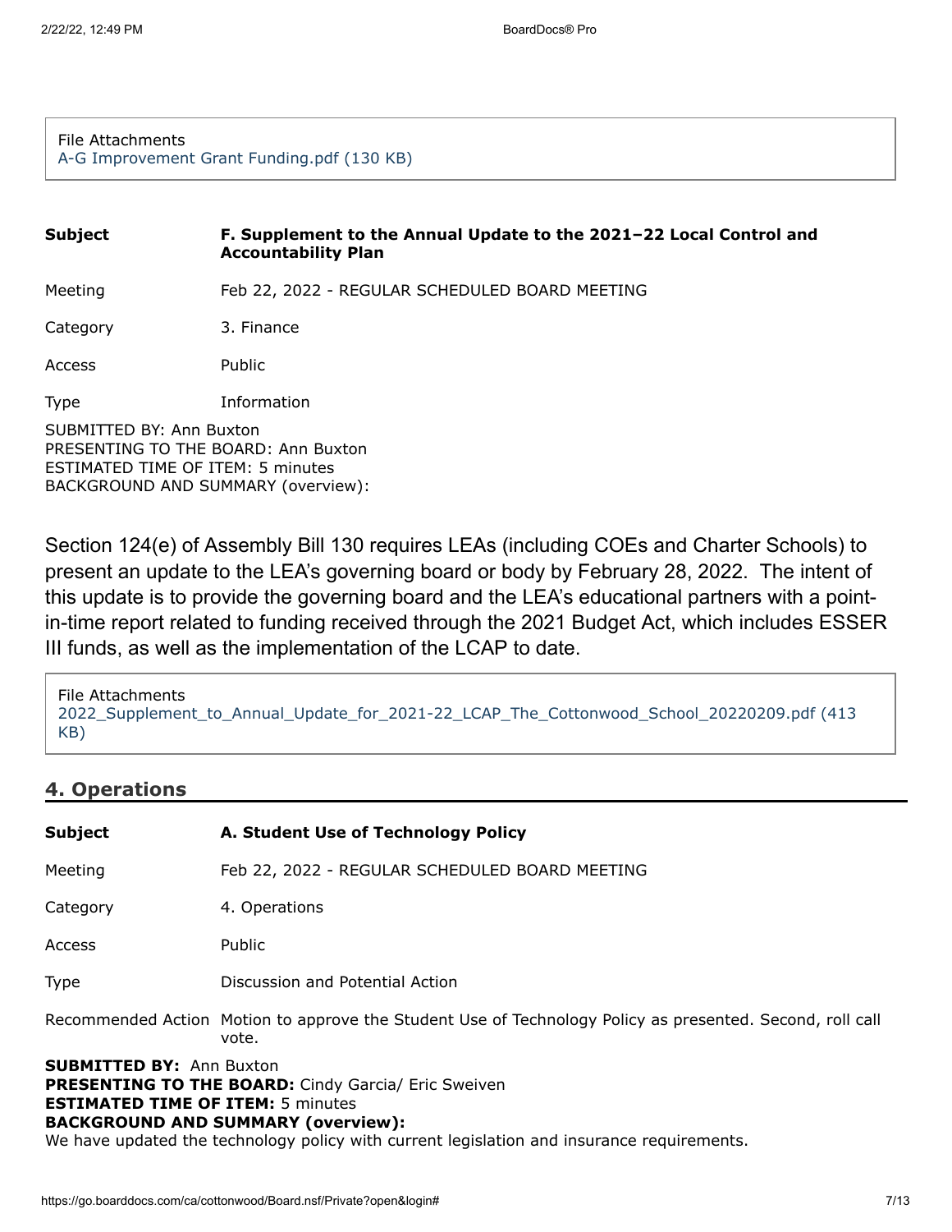File Attachments
A-G Improvement Grant Funding.pdf (130 KB)

| **Subject** | **F. Supplement to the Annual Update to the 2021–22 Local Control and Accountability Plan** |
|---|---|
| Meeting | Feb 22, 2022 - REGULAR SCHEDULED BOARD MEETING |
| Category | 3. Finance |
| Access | Public |
| Type | Information |

SUBMITTED BY: Ann Buxton
PRESENTING TO THE BOARD: Ann Buxton
ESTIMATED TIME OF ITEM: 5 minutes
BACKGROUND AND SUMMARY (overview):

Section 124(e) of Assembly Bill 130 requires LEAs (including COEs and Charter Schools) to present an update to the LEA's governing board or body by February 28, 2022. The intent of this update is to provide the governing board and the LEA's educational partners with a point-in-time report related to funding received through the 2021 Budget Act, which includes ESSER III funds, as well as the implementation of the LCAP to date.

File Attachments
2022_Supplement_to_Annual_Update_for_2021-22_LCAP_The_Cottonwood_School_20220209.pdf (413 KB)

## 4. Operations

| **Subject** | **A. Student Use of Technology Policy** |
|---|---|
| Meeting | Feb 22, 2022 - REGULAR SCHEDULED BOARD MEETING |
| Category | 4. Operations |
| Access | Public |
| Type | Discussion and Potential Action |
| Recommended Action | Motion to approve the Student Use of Technology Policy as presented. Second, roll call vote. |

**SUBMITTED BY:** Ann Buxton
**PRESENTING TO THE BOARD:** Cindy Garcia/ Eric Sweiven
**ESTIMATED TIME OF ITEM:** 5 minutes
**BACKGROUND AND SUMMARY (overview):**
We have updated the technology policy with current legislation and insurance requirements.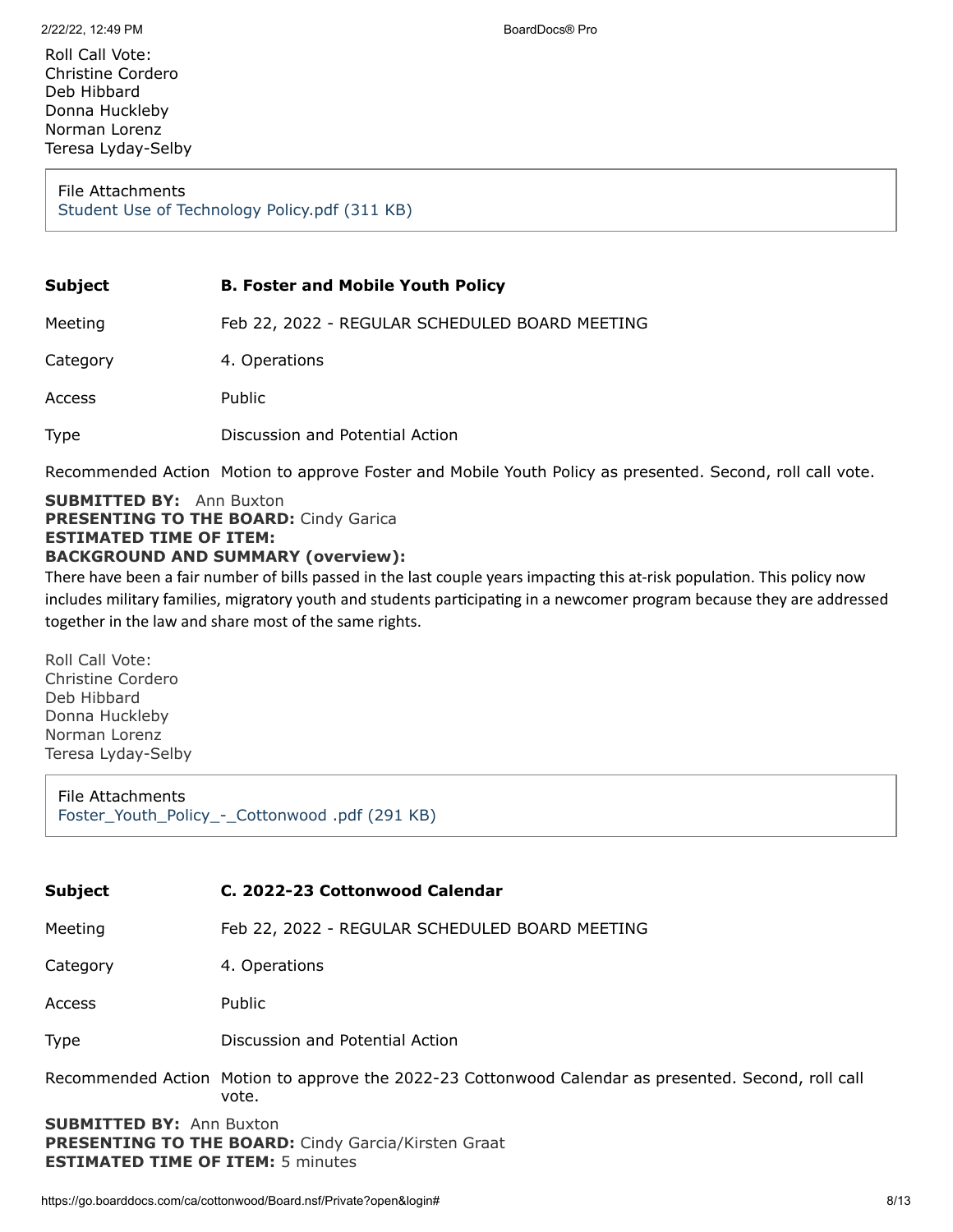Roll Call Vote:
Christine Cordero
Deb Hibbard
Donna Huckleby
Norman Lorenz
Teresa Lyday-Selby

File Attachments
Student Use of Technology Policy.pdf (311 KB)

| | |
|---|---|
| **Subject** | **B. Foster and Mobile Youth Policy** |
| Meeting | Feb 22, 2022 - REGULAR SCHEDULED BOARD MEETING |
| Category | 4. Operations |
| Access | Public |
| Type | Discussion and Potential Action |
| Recommended Action | Motion to approve Foster and Mobile Youth Policy as presented. Second, roll call vote. |

**SUBMITTED BY:** Ann Buxton
**PRESENTING TO THE BOARD:** Cindy Garica
**ESTIMATED TIME OF ITEM:**
**BACKGROUND AND SUMMARY (overview):**

There have been a fair number of bills passed in the last couple years impacting this at-risk population. This policy now includes military families, migratory youth and students participating in a newcomer program because they are addressed together in the law and share most of the same rights.

Roll Call Vote:
Christine Cordero
Deb Hibbard
Donna Huckleby
Norman Lorenz
Teresa Lyday-Selby

File Attachments
Foster_Youth_Policy_-_Cottonwood .pdf (291 KB)

| | |
|---|---|
| **Subject** | **C. 2022-23 Cottonwood Calendar** |
| Meeting | Feb 22, 2022 - REGULAR SCHEDULED BOARD MEETING |
| Category | 4. Operations |
| Access | Public |
| Type | Discussion and Potential Action |
| Recommended Action | Motion to approve the 2022-23 Cottonwood Calendar as presented. Second, roll call vote. |

**SUBMITTED BY:** Ann Buxton
**PRESENTING TO THE BOARD:** Cindy Garcia/Kirsten Graat
**ESTIMATED TIME OF ITEM:** 5 minutes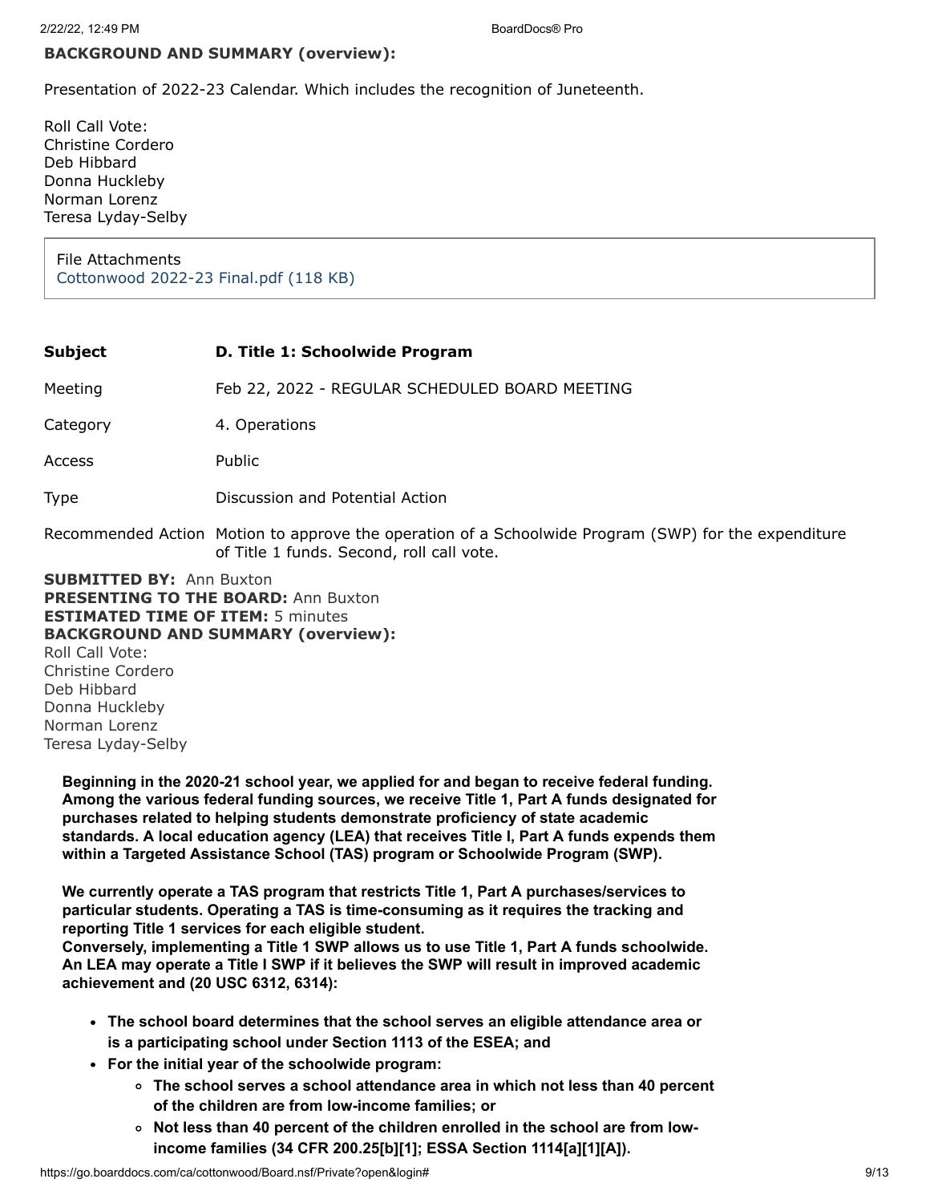**BACKGROUND AND SUMMARY (overview):**

Presentation of 2022-23 Calendar. Which includes the recognition of Juneteenth.

Roll Call Vote:
Christine Cordero
Deb Hibbard
Donna Huckleby
Norman Lorenz
Teresa Lyday-Selby

File Attachments
Cottonwood 2022-23 Final.pdf (118 KB)

| | |
|---|---|
| **Subject** | **D. Title 1: Schoolwide Program** |
| Meeting | Feb 22, 2022 - REGULAR SCHEDULED BOARD MEETING |
| Category | 4. Operations |
| Access | Public |
| Type | Discussion and Potential Action |
| Recommended Action | Motion to approve the operation of a Schoolwide Program (SWP) for the expenditure of Title 1 funds. Second, roll call vote. |

**SUBMITTED BY:** Ann Buxton
**PRESENTING TO THE BOARD:** Ann Buxton
**ESTIMATED TIME OF ITEM:** 5 minutes
**BACKGROUND AND SUMMARY (overview):**
Roll Call Vote:
Christine Cordero
Deb Hibbard
Donna Huckleby
Norman Lorenz
Teresa Lyday-Selby

**Beginning in the 2020-21 school year, we applied for and began to receive federal funding. Among the various federal funding sources, we receive Title 1, Part A funds designated for purchases related to helping students demonstrate proficiency of state academic standards. A local education agency (LEA) that receives Title I, Part A funds expends them within a Targeted Assistance School (TAS) program or Schoolwide Program (SWP).**

**We currently operate a TAS program that restricts Title 1, Part A purchases/services to particular students. Operating a TAS is time-consuming as it requires the tracking and reporting Title 1 services for each eligible student.**
**Conversely, implementing a Title 1 SWP allows us to use Title 1, Part A funds schoolwide. An LEA may operate a Title I SWP if it believes the SWP will result in improved academic achievement and (20 USC 6312, 6314):**

- **The school board determines that the school serves an eligible attendance area or is a participating school under Section 1113 of the ESEA; and**
- **For the initial year of the schoolwide program:**
  - **The school serves a school attendance area in which not less than 40 percent of the children are from low-income families; or**
  - **Not less than 40 percent of the children enrolled in the school are from low-income families (34 CFR 200.25[b][1]; ESSA Section 1114[a][1][A]).**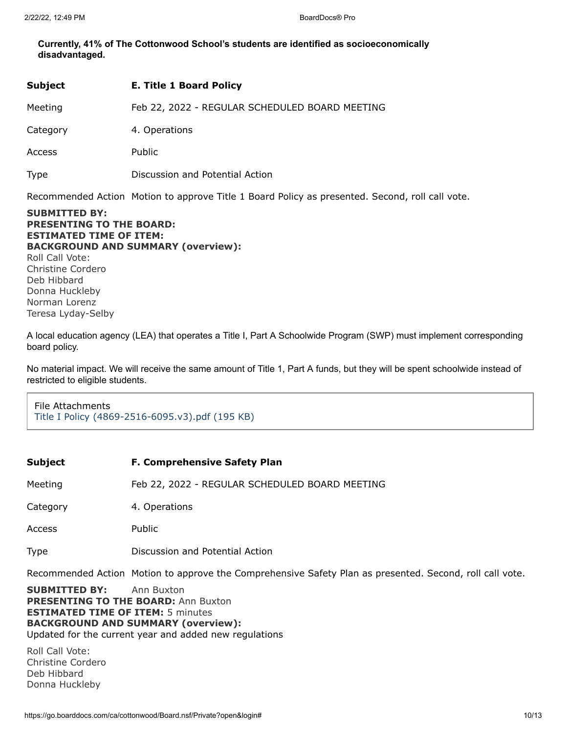**Currently, 41% of The Cottonwood School's students are identified as socioeconomically disadvantaged.**

| **Subject** | **E. Title 1 Board Policy** |
|---|---|
| Meeting | Feb 22, 2022 - REGULAR SCHEDULED BOARD MEETING |
| Category | 4. Operations |
| Access | Public |
| Type | Discussion and Potential Action |
| Recommended Action | Motion to approve Title 1 Board Policy as presented. Second, roll call vote. |

**SUBMITTED BY:**
**PRESENTING TO THE BOARD:**
**ESTIMATED TIME OF ITEM:**
**BACKGROUND AND SUMMARY (overview):**
Roll Call Vote:
Christine Cordero
Deb Hibbard
Donna Huckleby
Norman Lorenz
Teresa Lyday-Selby

A local education agency (LEA) that operates a Title I, Part A Schoolwide Program (SWP) must implement corresponding board policy.

No material impact. We will receive the same amount of Title 1, Part A funds, but they will be spent schoolwide instead of restricted to eligible students.

File Attachments
Title I Policy (4869-2516-6095.v3).pdf (195 KB)

| **Subject** | **F. Comprehensive Safety Plan** |
|---|---|
| Meeting | Feb 22, 2022 - REGULAR SCHEDULED BOARD MEETING |
| Category | 4. Operations |
| Access | Public |
| Type | Discussion and Potential Action |
| Recommended Action | Motion to approve the Comprehensive Safety Plan as presented. Second, roll call vote. |

**SUBMITTED BY:** Ann Buxton
**PRESENTING TO THE BOARD:** Ann Buxton
**ESTIMATED TIME OF ITEM:** 5 minutes
**BACKGROUND AND SUMMARY (overview):**
Updated for the current year and added new regulations

Roll Call Vote:
Christine Cordero
Deb Hibbard
Donna Huckleby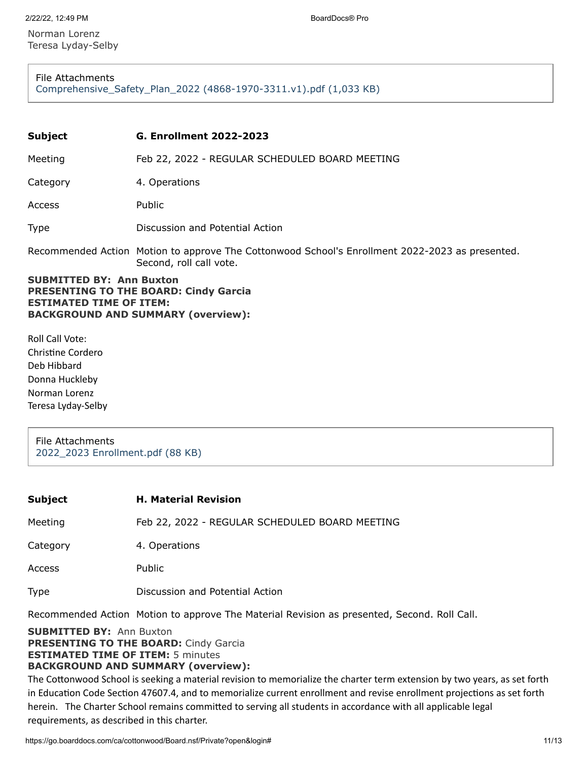Norman Lorenz
Teresa Lyday-Selby

File Attachments
Comprehensive_Safety_Plan_2022 (4868-1970-3311.v1).pdf (1,033 KB)

| | |
|---|---|
| **Subject** | **G. Enrollment 2022-2023** |
| Meeting | Feb 22, 2022 - REGULAR SCHEDULED BOARD MEETING |
| Category | 4. Operations |
| Access | Public |
| Type | Discussion and Potential Action |
| Recommended Action | Motion to approve The Cottonwood School's Enrollment 2022-2023 as presented. Second, roll call vote. |

**SUBMITTED BY: Ann Buxton**
**PRESENTING TO THE BOARD: Cindy Garcia**
**ESTIMATED TIME OF ITEM:**
**BACKGROUND AND SUMMARY (overview):**

Roll Call Vote:
Christine Cordero
Deb Hibbard
Donna Huckleby
Norman Lorenz
Teresa Lyday-Selby

File Attachments
2022_2023 Enrollment.pdf (88 KB)

| | |
|---|---|
| **Subject** | **H. Material Revision** |
| Meeting | Feb 22, 2022 - REGULAR SCHEDULED BOARD MEETING |
| Category | 4. Operations |
| Access | Public |
| Type | Discussion and Potential Action |
| Recommended Action | Motion to approve The Material Revision as presented, Second. Roll Call. |

**SUBMITTED BY:** Ann Buxton
**PRESENTING TO THE BOARD:** Cindy Garcia
**ESTIMATED TIME OF ITEM:** 5 minutes
**BACKGROUND AND SUMMARY (overview):**

The Cottonwood School is seeking a material revision to memorialize the charter term extension by two years, as set forth in Education Code Section 47607.4, and to memorialize current enrollment and revise enrollment projections as set forth herein. The Charter School remains committed to serving all students in accordance with all applicable legal requirements, as described in this charter.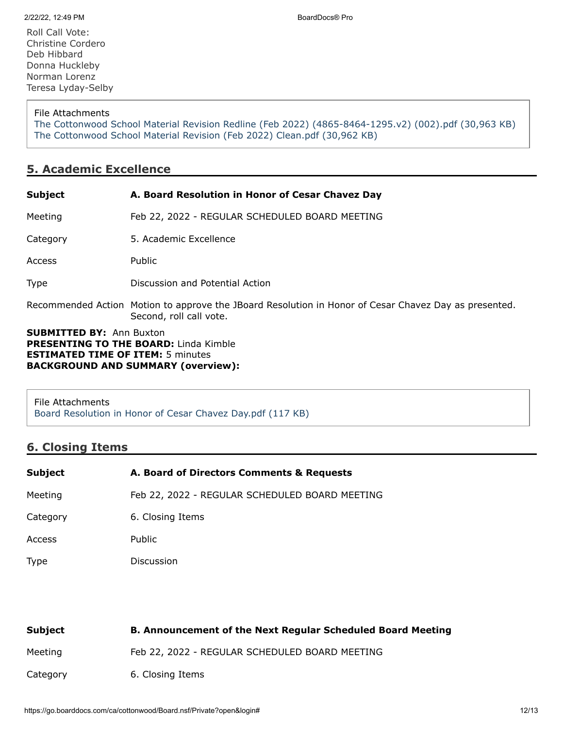Roll Call Vote:
Christine Cordero
Deb Hibbard
Donna Huckleby
Norman Lorenz
Teresa Lyday-Selby

File Attachments
The Cottonwood School Material Revision Redline (Feb 2022) (4865-8464-1295.v2) (002).pdf (30,963 KB)
The Cottonwood School Material Revision (Feb 2022) Clean.pdf (30,962 KB)

## 5. Academic Excellence

| | |
|---|---|
| **Subject** | **A. Board Resolution in Honor of Cesar Chavez Day** |
| Meeting | Feb 22, 2022 - REGULAR SCHEDULED BOARD MEETING |
| Category | 5. Academic Excellence |
| Access | Public |
| Type | Discussion and Potential Action |
| Recommended Action | Motion to approve the JBoard Resolution in Honor of Cesar Chavez Day as presented. Second, roll call vote. |

**SUBMITTED BY:** Ann Buxton
**PRESENTING TO THE BOARD:** Linda Kimble
**ESTIMATED TIME OF ITEM:** 5 minutes
**BACKGROUND AND SUMMARY (overview):**

File Attachments
Board Resolution in Honor of Cesar Chavez Day.pdf (117 KB)

## 6. Closing Items

| | |
|---|---|
| **Subject** | **A. Board of Directors Comments & Requests** |
| Meeting | Feb 22, 2022 - REGULAR SCHEDULED BOARD MEETING |
| Category | 6. Closing Items |
| Access | Public |
| Type | Discussion |

| | |
|---|---|
| **Subject** | **B. Announcement of the Next Regular Scheduled Board Meeting** |
| Meeting | Feb 22, 2022 - REGULAR SCHEDULED BOARD MEETING |
| Category | 6. Closing Items |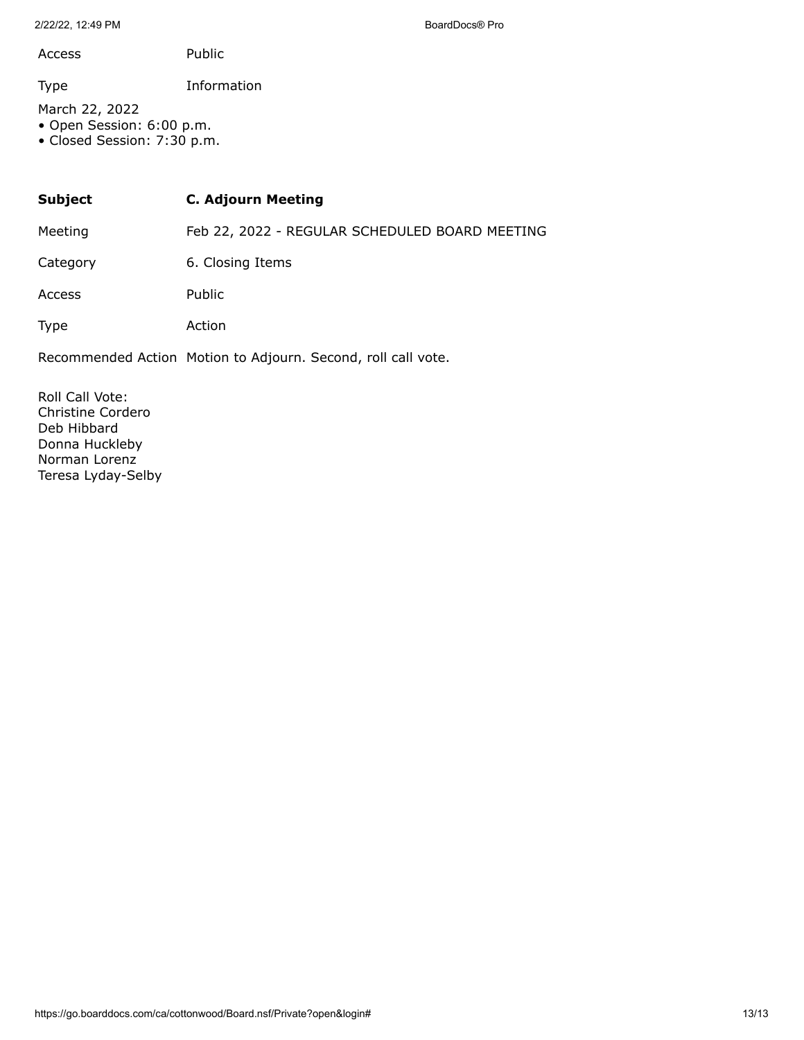| | |
|---|---|
| Access | Public |
| Type | Information |

March 22, 2022
- Open Session: 6:00 p.m.
- Closed Session: 7:30 p.m.

| | |
|---|---|
| **Subject** | **C. Adjourn Meeting** |
| Meeting | Feb 22, 2022 - REGULAR SCHEDULED BOARD MEETING |
| Category | 6. Closing Items |
| Access | Public |
| Type | Action |
| Recommended Action | Motion to Adjourn. Second, roll call vote. |

Roll Call Vote:
Christine Cordero
Deb Hibbard
Donna Huckleby
Norman Lorenz
Teresa Lyday-Selby